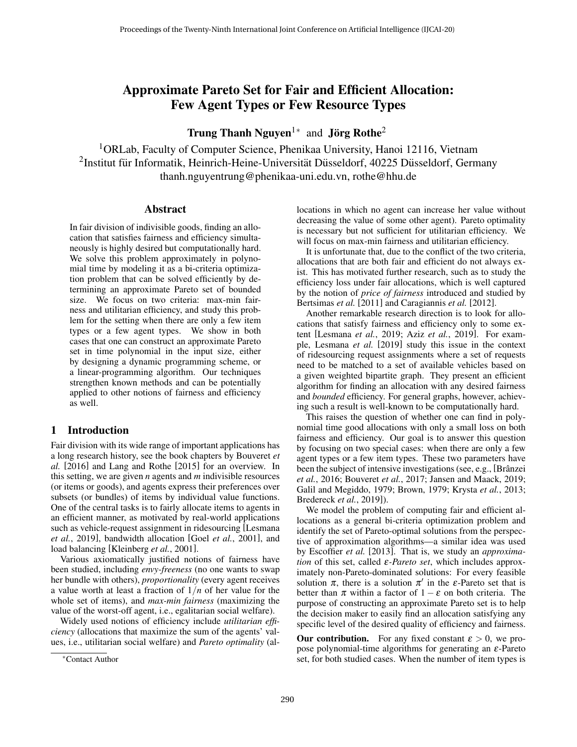# Approximate Pareto Set for Fair and Efficient Allocation: Few Agent Types or Few Resource Types

**Trung Thanh Nguyen**[1]* and **Jörg Rothe**[2]

[1]ORLab, Faculty of Computer Science, Phenikaa University, Hanoi 12116, Vietnam
[2]Institut für Informatik, Heinrich-Heine-Universität Düsseldorf, 40225 Düsseldorf, Germany
thanh.nguyentrung@phenikaa-uni.edu.vn, rothe@hhu.de

## Abstract

In fair division of indivisible goods, finding an allocation that satisfies fairness and efficiency simultaneously is highly desired but computationally hard. We solve this problem approximately in polynomial time by modeling it as a bi-criteria optimization problem that can be solved efficiently by determining an approximate Pareto set of bounded size. We focus on two criteria: max-min fairness and utilitarian efficiency, and study this problem for the setting when there are only a few item types or a few agent types. We show in both cases that one can construct an approximate Pareto set in time polynomial in the input size, either by designing a dynamic programming scheme, or a linear-programming algorithm. Our techniques strengthen known methods and can be potentially applied to other notions of fairness and efficiency as well.

## 1 Introduction

Fair division with its wide range of important applications has a long research history, see the book chapters by Bouveret *et al.* [2016] and Lang and Rothe [2015] for an overview. In this setting, we are given $n$ agents and $m$ indivisible resources (or items or goods), and agents express their preferences over subsets (or bundles) of items by individual value functions. One of the central tasks is to fairly allocate items to agents in an efficient manner, as motivated by real-world applications such as vehicle-request assignment in ridesourcing [Lesmana *et al.*, 2019], bandwidth allocation [Goel *et al.*, 2001], and load balancing [Kleinberg *et al.*, 2001].

Various axiomatically justified notions of fairness have been studied, including *envy-freeness* (no one wants to swap her bundle with others), *proportionality* (every agent receives a value worth at least a fraction of $1/n$ of her value for the whole set of items), and *max-min fairness* (maximizing the value of the worst-off agent, i.e., egalitarian social welfare).

Widely used notions of efficiency include *utilitarian efficiency* (allocations that maximize the sum of the agents' values, i.e., utilitarian social welfare) and *Pareto optimality* (allocations in which no agent can increase her value without decreasing the value of some other agent). Pareto optimality is necessary but not sufficient for utilitarian efficiency. We will focus on max-min fairness and utilitarian efficiency.

It is unfortunate that, due to the conflict of the two criteria, allocations that are both fair and efficient do not always exist. This has motivated further research, such as to study the efficiency loss under fair allocations, which is well captured by the notion of *price of fairness* introduced and studied by Bertsimas *et al.* [2011] and Caragiannis *et al.* [2012].

Another remarkable research direction is to look for allocations that satisfy fairness and efficiency only to some extent [Lesmana *et al.*, 2019; Aziz *et al.*, 2019]. For example, Lesmana *et al.* [2019] study this issue in the context of ridesourcing request assignments where a set of requests need to be matched to a set of available vehicles based on a given weighted bipartite graph. They present an efficient algorithm for finding an allocation with any desired fairness and *bounded* efficiency. For general graphs, however, achieving such a result is well-known to be computationally hard.

This raises the question of whether one can find in polynomial time good allocations with only a small loss on both fairness and efficiency. Our goal is to answer this question by focusing on two special cases: when there are only a few agent types or a few item types. These two parameters have been the subject of intensive investigations (see, e.g., [Brânzei *et al.*, 2016; Bouveret *et al.*, 2017; Jansen and Maack, 2019; Galil and Megiddo, 1979; Brown, 1979; Krysta *et al.*, 2013; Bredereck *et al.*, 2019]).

We model the problem of computing fair and efficient allocations as a general bi-criteria optimization problem and identify the set of Pareto-optimal solutions from the perspective of approximation algorithms—a similar idea was used by Escoffier *et al.* [2013]. That is, we study an *approximation* of this set, called $\varepsilon$*-Pareto set*, which includes approximately non-Pareto-dominated solutions: For every feasible solution $\pi$, there is a solution $\pi'$ in the $\varepsilon$-Pareto set that is better than $\pi$ within a factor of $1-\varepsilon$ on both criteria. The purpose of constructing an approximate Pareto set is to help the decision maker to easily find an allocation satisfying any specific level of the desired quality of efficiency and fairness.

**Our contribution.** For any fixed constant $\varepsilon > 0$, we propose polynomial-time algorithms for generating an $\varepsilon$-Pareto set, for both studied cases. When the number of item types is

*Contact Author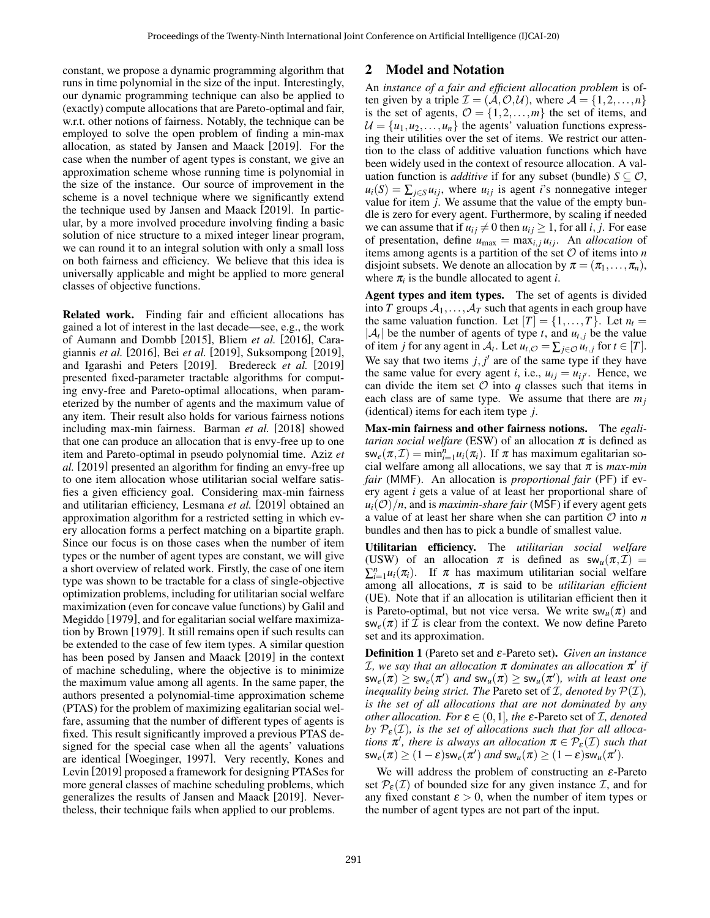constant, we propose a dynamic programming algorithm that runs in time polynomial in the size of the input. Interestingly, our dynamic programming technique can also be applied to (exactly) compute allocations that are Pareto-optimal and fair, w.r.t. other notions of fairness. Notably, the technique can be employed to solve the open problem of finding a min-max allocation, as stated by Jansen and Maack [2019]. For the case when the number of agent types is constant, we give an approximation scheme whose running time is polynomial in the size of the instance. Our source of improvement in the scheme is a novel technique where we significantly extend the technique used by Jansen and Maack [2019]. In particular, by a more involved procedure involving finding a basic solution of nice structure to a mixed integer linear program, we can round it to an integral solution with only a small loss on both fairness and efficiency. We believe that this idea is universally applicable and might be applied to more general classes of objective functions.

**Related work.** Finding fair and efficient allocations has gained a lot of interest in the last decade—see, e.g., the work of Aumann and Dombb [2015], Bliem *et al.* [2016], Caragiannis *et al.* [2016], Bei *et al.* [2019], Suksompong [2019], and Igarashi and Peters [2019]. Bredereck *et al.* [2019] presented fixed-parameter tractable algorithms for computing envy-free and Pareto-optimal allocations, when parameterized by the number of agents and the maximum value of any item. Their result also holds for various fairness notions including max-min fairness. Barman *et al.* [2018] showed that one can produce an allocation that is envy-free up to one item and Pareto-optimal in pseudo polynomial time. Aziz *et al.* [2019] presented an algorithm for finding an envy-free up to one item allocation whose utilitarian social welfare satisfies a given efficiency goal. Considering max-min fairness and utilitarian efficiency, Lesmana *et al.* [2019] obtained an approximation algorithm for a restricted setting in which every allocation forms a perfect matching on a bipartite graph. Since our focus is on those cases when the number of item types or the number of agent types are constant, we will give a short overview of related work. Firstly, the case of one item type was shown to be tractable for a class of single-objective optimization problems, including for utilitarian social welfare maximization (even for concave value functions) by Galil and Megiddo [1979], and for egalitarian social welfare maximization by Brown [1979]. It still remains open if such results can be extended to the case of few item types. A similar question has been posed by Jansen and Maack [2019] in the context of machine scheduling, where the objective is to minimize the maximum value among all agents. In the same paper, the authors presented a polynomial-time approximation scheme (PTAS) for the problem of maximizing egalitarian social welfare, assuming that the number of different types of agents is fixed. This result significantly improved a previous PTAS designed for the special case when all the agents' valuations are identical [Woeginger, 1997]. Very recently, Kones and Levin [2019] proposed a framework for designing PTASes for more general classes of machine scheduling problems, which generalizes the results of Jansen and Maack [2019]. Nevertheless, their technique fails when applied to our problems.

## 2 Model and Notation

An *instance of a fair and efficient allocation problem* is often given by a triple $\mathcal{I} = (\mathcal{A}, \mathcal{O}, \mathcal{U})$, where $\mathcal{A} = \{1, 2, \dots, n\}$ is the set of agents, $\mathcal{O} = \{1, 2, \dots, m\}$ the set of items, and $\mathcal{U} = \{u_1, u_2, \dots, u_n\}$ the agents' valuation functions expressing their utilities over the set of items. We restrict our attention to the class of additive valuation functions which have been widely used in the context of resource allocation. A valuation function is *additive* if for any subset (bundle) $S \subseteq \mathcal{O}$, $u_i(S) = \sum_{j \in S} u_{ij}$, where $u_{ij}$ is agent $i$'s nonnegative integer value for item $j$. We assume that the value of the empty bundle is zero for every agent. Furthermore, by scaling if needed we can assume that if $u_{ij} \neq 0$ then $u_{ij} \geq 1$, for all $i, j$. For ease of presentation, define $u_{\max} = \max_{i,j} u_{ij}$. An *allocation* of items among agents is a partition of the set $\mathcal{O}$ of items into $n$ disjoint subsets. We denote an allocation by $\pi = (\pi_1, \dots, \pi_n)$, where $\pi_i$ is the bundle allocated to agent $i$.

**Agent types and item types.** The set of agents is divided into $T$ groups $\mathcal{A}_1, \dots, \mathcal{A}_T$ such that agents in each group have the same valuation function. Let $[T] = \{1, \dots, T\}$. Let $n_t = |\mathcal{A}_t|$ be the number of agents of type $t$, and $u_{t,j}$ be the value of item $j$ for any agent in $\mathcal{A}_t$. Let $u_{t,\mathcal{O}} = \sum_{j \in \mathcal{O}} u_{t,j}$ for $t \in [T]$. We say that two items $j, j'$ are of the same type if they have the same value for every agent $i$, i.e., $u_{ij} = u_{ij'}$. Hence, we can divide the item set $\mathcal{O}$ into $q$ classes such that items in each class are of same type. We assume that there are $m_j$ (identical) items for each item type $j$.

**Max-min fairness and other fairness notions.** The *egalitarian social welfare* (ESW) of an allocation $\pi$ is defined as $\mathsf{sw}_e(\pi, \mathcal{I}) = \min_{i=1}^{n} u_i(\pi_i)$. If $\pi$ has maximum egalitarian social welfare among all allocations, we say that $\pi$ is *max-min fair* (MMF). An allocation is *proportional fair* (PF) if every agent $i$ gets a value of at least her proportional share of $u_i(\mathcal{O})/n$, and is *maximin-share fair* (MSF) if every agent gets a value of at least her share when she can partition $\mathcal{O}$ into $n$ bundles and then has to pick a bundle of smallest value.

**Utilitarian efficiency.** The *utilitarian social welfare* (USW) of an allocation $\pi$ is defined as $\mathsf{sw}_u(\pi, \mathcal{I}) = \sum_{i=1}^{n} u_i(\pi_i)$. If $\pi$ has maximum utilitarian social welfare among all allocations, $\pi$ is said to be *utilitarian efficient* (UE). Note that if an allocation is utilitarian efficient then it is Pareto-optimal, but not vice versa. We write $\mathsf{sw}_u(\pi)$ and $\mathsf{sw}_e(\pi)$ if $\mathcal{I}$ is clear from the context. We now define Pareto set and its approximation.

**Definition 1** (Pareto set and $\varepsilon$-Pareto set). *Given an instance $\mathcal{I}$, we say that an allocation $\pi$ dominates an allocation $\pi'$ if $\mathsf{sw}_e(\pi) \geq \mathsf{sw}_e(\pi')$ and $\mathsf{sw}_u(\pi) \geq \mathsf{sw}_u(\pi')$, with at least one inequality being strict. The* Pareto set *of $\mathcal{I}$, denoted by $\mathcal{P}(\mathcal{I})$, is the set of all allocations that are not dominated by any other allocation. For $\varepsilon \in (0, 1]$, the $\varepsilon$-Pareto set of $\mathcal{I}$, denoted by $\mathcal{P}_\varepsilon(\mathcal{I})$, is the set of allocations such that for all allocations $\pi'$, there is always an allocation $\pi \in \mathcal{P}_\varepsilon(\mathcal{I})$ such that $\mathsf{sw}_e(\pi) \geq (1-\varepsilon)\mathsf{sw}_e(\pi')$ and $\mathsf{sw}_u(\pi) \geq (1-\varepsilon)\mathsf{sw}_u(\pi')$.*

We will address the problem of constructing an $\varepsilon$-Pareto set $\mathcal{P}_\varepsilon(\mathcal{I})$ of bounded size for any given instance $\mathcal{I}$, and for any fixed constant $\varepsilon > 0$, when the number of item types or the number of agent types are not part of the input.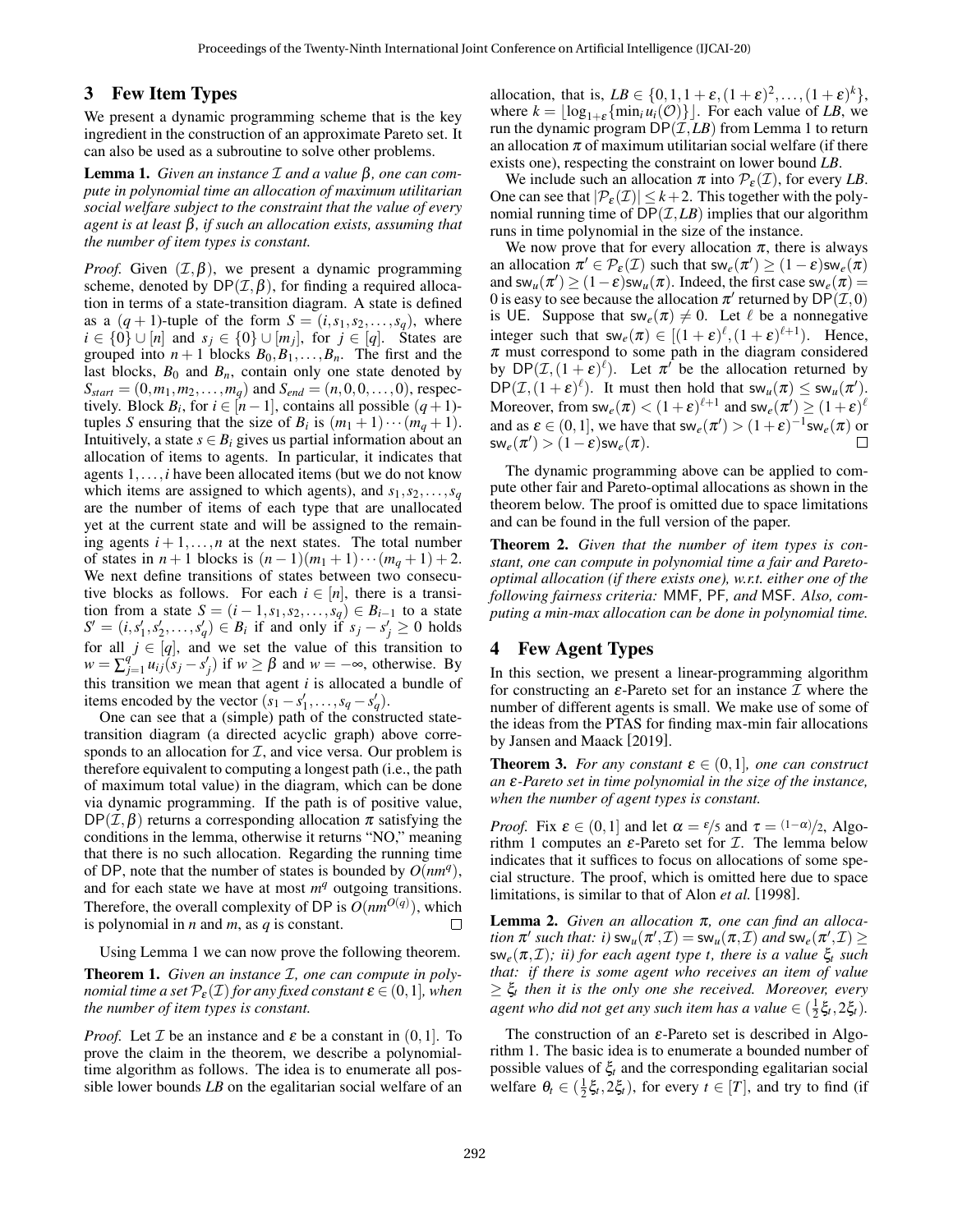## 3 Few Item Types

We present a dynamic programming scheme that is the key ingredient in the construction of an approximate Pareto set. It can also be used as a subroutine to solve other problems.

**Lemma 1.** *Given an instance $\mathcal{I}$ and a value $\beta$, one can compute in polynomial time an allocation of maximum utilitarian social welfare subject to the constraint that the value of every agent is at least $\beta$, if such an allocation exists, assuming that the number of item types is constant.*

*Proof.* Given $(\mathcal{I}, \beta)$, we present a dynamic programming scheme, denoted by $\mathsf{DP}(\mathcal{I}, \beta)$, for finding a required allocation in terms of a state-transition diagram. A state is defined as a $(q+1)$-tuple of the form $S = (i, s_1, s_2, \ldots, s_q)$, where $i \in \{0\} \cup [n]$ and $s_j \in \{0\} \cup [m_j]$, for $j \in [q]$. States are grouped into $n+1$ blocks $B_0, B_1, \ldots, B_n$. The first and the last blocks, $B_0$ and $B_n$, contain only one state denoted by $S_{start} = (0, m_1, m_2, \ldots, m_q)$ and $S_{end} = (n, 0, 0, \ldots, 0)$, respectively. Block $B_i$, for $i \in [n-1]$, contains all possible $(q+1)$-tuples $S$ ensuring that the size of $B_i$ is $(m_1+1)\cdots(m_q+1)$. Intuitively, a state $s \in B_i$ gives us partial information about an allocation of items to agents. In particular, it indicates that agents $1, \ldots, i$ have been allocated items (but we do not know which items are assigned to which agents), and $s_1, s_2, \ldots, s_q$ are the number of items of each type that are unallocated yet at the current state and will be assigned to the remaining agents $i+1, \ldots, n$ at the next states. The total number of states in $n+1$ blocks is $(n-1)(m_1+1)\cdots(m_q+1)+2$. We next define transitions of states between two consecutive blocks as follows. For each $i \in [n]$, there is a transition from a state $S = (i-1, s_1, s_2, \ldots, s_q) \in B_{i-1}$ to a state $S' = (i, s'_1, s'_2, \ldots, s'_q) \in B_i$ if and only if $s_j - s'_j \geq 0$ holds for all $j \in [q]$, and we set the value of this transition to $w = \sum_{j=1}^{q} u_{ij}(s_j - s'_j)$ if $w \geq \beta$ and $w = -\infty$, otherwise. By this transition we mean that agent $i$ is allocated a bundle of items encoded by the vector $(s_1 - s'_1, \ldots, s_q - s'_q)$.

One can see that a (simple) path of the constructed state-transition diagram (a directed acyclic graph) above corresponds to an allocation for $\mathcal{I}$, and vice versa. Our problem is therefore equivalent to computing a longest path (i.e., the path of maximum total value) in the diagram, which can be done via dynamic programming. If the path is of positive value, $\mathsf{DP}(\mathcal{I}, \beta)$ returns a corresponding allocation $\pi$ satisfying the conditions in the lemma, otherwise it returns "NO," meaning that there is no such allocation. Regarding the running time of DP, note that the number of states is bounded by $O(nm^q)$, and for each state we have at most $m^q$ outgoing transitions. Therefore, the overall complexity of DP is $O(nm^{O(q)})$, which is polynomial in $n$ and $m$, as $q$ is constant. $\square$

Using Lemma 1 we can now prove the following theorem.

**Theorem 1.** *Given an instance $\mathcal{I}$, one can compute in polynomial time a set $\mathcal{P}_\varepsilon(\mathcal{I})$ for any fixed constant $\varepsilon \in (0,1]$, when the number of item types is constant.*

*Proof.* Let $\mathcal{I}$ be an instance and $\varepsilon$ be a constant in $(0,1]$. To prove the claim in the theorem, we describe a polynomial-time algorithm as follows. The idea is to enumerate all possible lower bounds $LB$ on the egalitarian social welfare of an allocation, that is, $LB \in \{0, 1, 1+\varepsilon, (1+\varepsilon)^2, \ldots, (1+\varepsilon)^k\}$, where $k = \lfloor \log_{1+\varepsilon}\{\min_i u_i(\mathcal{O})\} \rfloor$. For each value of $LB$, we run the dynamic program $\mathsf{DP}(\mathcal{I}, LB)$ from Lemma 1 to return an allocation $\pi$ of maximum utilitarian social welfare (if there exists one), respecting the constraint on lower bound $LB$.

We include such an allocation $\pi$ into $\mathcal{P}_\varepsilon(\mathcal{I})$, for every $LB$. One can see that $|\mathcal{P}_\varepsilon(\mathcal{I})| \leq k+2$. This together with the polynomial running time of $\mathsf{DP}(\mathcal{I}, LB)$ implies that our algorithm runs in time polynomial in the size of the instance.

We now prove that for every allocation $\pi$, there is always an allocation $\pi' \in \mathcal{P}_\varepsilon(\mathcal{I})$ such that $\mathsf{sw}_e(\pi') \geq (1-\varepsilon)\mathsf{sw}_e(\pi)$ and $\mathsf{sw}_u(\pi') \geq (1-\varepsilon)\mathsf{sw}_u(\pi)$. Indeed, the first case $\mathsf{sw}_e(\pi) = 0$ is easy to see because the allocation $\pi'$ returned by $\mathsf{DP}(\mathcal{I}, 0)$ is UE. Suppose that $\mathsf{sw}_e(\pi) \neq 0$. Let $\ell$ be a nonnegative integer such that $\mathsf{sw}_e(\pi) \in [(1+\varepsilon)^\ell, (1+\varepsilon)^{\ell+1})$. Hence, $\pi$ must correspond to some path in the diagram considered by $\mathsf{DP}(\mathcal{I}, (1+\varepsilon)^\ell)$. Let $\pi'$ be the allocation returned by $\mathsf{DP}(\mathcal{I}, (1+\varepsilon)^\ell)$. It must then hold that $\mathsf{sw}_u(\pi) \leq \mathsf{sw}_u(\pi')$. Moreover, from $\mathsf{sw}_e(\pi) < (1+\varepsilon)^{\ell+1}$ and $\mathsf{sw}_e(\pi') \geq (1+\varepsilon)^\ell$ and as $\varepsilon \in (0,1]$, we have that $\mathsf{sw}_e(\pi') > (1+\varepsilon)^{-1}\mathsf{sw}_e(\pi)$ or $\mathsf{sw}_e(\pi') > (1-\varepsilon)\mathsf{sw}_e(\pi)$. $\square$

The dynamic programming above can be applied to compute other fair and Pareto-optimal allocations as shown in the theorem below. The proof is omitted due to space limitations and can be found in the full version of the paper.

**Theorem 2.** *Given that the number of item types is constant, one can compute in polynomial time a fair and Pareto-optimal allocation (if there exists one), w.r.t. either one of the following fairness criteria:* MMF, PF, *and* MSF. *Also, computing a min-max allocation can be done in polynomial time.*

## 4 Few Agent Types

In this section, we present a linear-programming algorithm for constructing an $\varepsilon$-Pareto set for an instance $\mathcal{I}$ where the number of different agents is small. We make use of some of the ideas from the PTAS for finding max-min fair allocations by Jansen and Maack [2019].

**Theorem 3.** *For any constant $\varepsilon \in (0,1]$, one can construct an $\varepsilon$-Pareto set in time polynomial in the size of the instance, when the number of agent types is constant.*

*Proof.* Fix $\varepsilon \in (0,1]$ and let $\alpha = \varepsilon/5$ and $\tau = (1-\alpha)/2$, Algorithm 1 computes an $\varepsilon$-Pareto set for $\mathcal{I}$. The lemma below indicates that it suffices to focus on allocations of some special structure. The proof, which is omitted here due to space limitations, is similar to that of Alon *et al.* [1998].

**Lemma 2.** *Given an allocation $\pi$, one can find an allocation $\pi'$ such that: i) $\mathsf{sw}_u(\pi', \mathcal{I}) = \mathsf{sw}_u(\pi, \mathcal{I})$ and $\mathsf{sw}_e(\pi', \mathcal{I}) \geq \mathsf{sw}_e(\pi, \mathcal{I})$; ii) for each agent type $t$, there is a value $\xi_t$ such that: if there is some agent who receives an item of value $\geq \xi_t$ then it is the only one she received. Moreover, every agent who did not get any such item has a value $\in (\frac{1}{2}\xi_t, 2\xi_t)$.*

The construction of an $\varepsilon$-Pareto set is described in Algorithm 1. The basic idea is to enumerate a bounded number of possible values of $\xi_t$ and the corresponding egalitarian social welfare $\theta_t \in (\frac{1}{2}\xi_t, 2\xi_t)$, for every $t \in [T]$, and try to find (if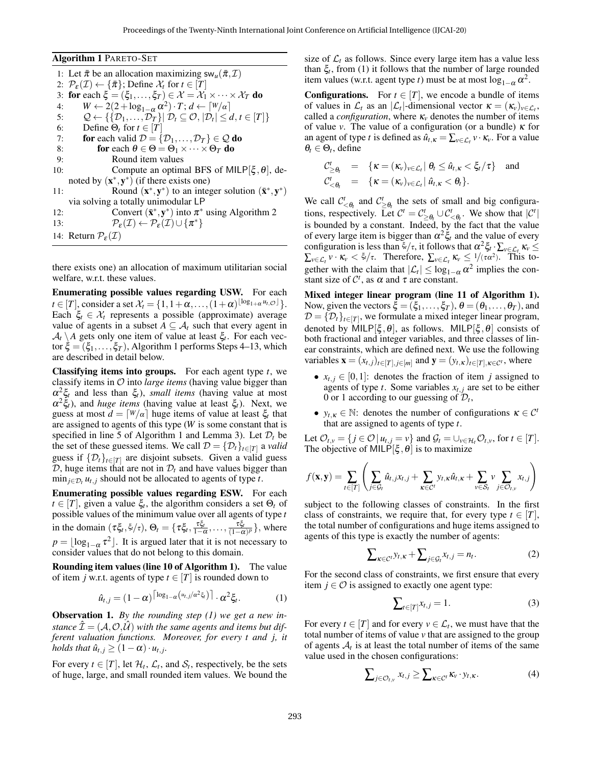**Algorithm 1** PARETO-SET

```
1: Let π̄ be an allocation maximizing sw_u(π̄, I)
2: P_ε(I) ← {π̄}; Define X_t for t ∈ [T]
3: for each ξ = (ξ_1, ..., ξ_T) ∈ X = X_1 × ··· × X_T do
4:     W ← 2(2 + log_{1−α} α²) · T; d ← ⌈W/α⌉
5:     Q ← {{D_1, ..., D_T} | D_t ⊆ O, |D_t| ≤ d, t ∈ [T]}
6:     Define Θ_t for t ∈ [T]
7:     for each valid D = {D_1, ..., D_T} ∈ Q do
8:         for each θ ∈ Θ = Θ_1 × ··· × Θ_T do
9:             Round item values
10:            Compute an optimal BFS of MILP[ξ, θ], denoted by (x*, y*) (if there exists one)
11:            Round (x*, y*) to an integer solution (x̄*, y*) via solving a totally unimodular LP
12:            Convert (x̄*, y*) into π* using Algorithm 2
13:            P_ε(I) ← P_ε(I) ∪ {π*}
14: Return P_ε(I)
```

there exists one) an allocation of maximum utilitarian social welfare, w.r.t. these values.

**Enumerating possible values regarding USW.** For each $t \in [T]$, consider a set $\mathcal{X}_t = \{1, 1+\alpha, \ldots, (1+\alpha)^{\lfloor \log_{1+\alpha} u_{t,\mathcal{O}} \rfloor}\}$. Each $\xi_t \in \mathcal{X}_t$ represents a possible (approximate) average value of agents in a subset $A \subseteq \mathcal{A}_t$ such that every agent in $\mathcal{A}_t \setminus A$ gets only one item of value at least $\xi_t$. For each vector $\xi = (\xi_1, \ldots, \xi_T)$, Algorithm 1 performs Steps 4–13, which are described in detail below.

**Classifying items into groups.** For each agent type $t$, we classify items in $\mathcal{O}$ into *large items* (having value bigger than $\alpha^2 \xi_t$ and less than $\xi_t$), *small items* (having value at most $\alpha^2 \xi_t$), and *huge items* (having value at least $\xi_t$). Next, we guess at most $d = \lceil W/\alpha \rceil$ huge items of value at least $\xi_t$ that are assigned to agents of this type ($W$ is some constant that is specified in line 5 of Algorithm 1 and Lemma 3). Let $\mathcal{D}_t$ be the set of these guessed items. We call $\mathcal{D} = \{\mathcal{D}_t\}_{t \in [T]}$ a *valid* guess if $\{\mathcal{D}_t\}_{t \in [T]}$ are disjoint subsets. Given a valid guess $\mathcal{D}$, huge items that are not in $\mathcal{D}_t$ and have values bigger than $\min_{j \in \mathcal{D}_t} u_{t,j}$ should not be allocated to agents of type $t$.

**Enumerating possible values regarding ESW.** For each $t \in [T]$, given a value $\xi_t$, the algorithm considers a set $\Theta_t$ of possible values of the minimum value over all agents of type $t$ in the domain $(\tau \xi_t, \xi_t/\tau)$, $\Theta_t = \{\tau \xi_t, \frac{\tau \xi_t}{1-\alpha}, \ldots, \frac{\tau \xi_t}{(1-\alpha)^p}\}$, where $p = \lfloor \log_{1-\alpha} \tau^2 \rfloor$. It is argued later that it is not necessary to consider values that do not belong to this domain.

**Rounding item values (line 10 of Algorithm 1).** The value of item $j$ w.r.t. agents of type $t \in [T]$ is rounded down to

$$\hat{u}_{t,j} = (1-\alpha)^{\lceil \log_{1-\alpha}(u_{t,j}/\alpha^2 \xi_t) \rceil} \cdot \alpha^2 \xi_t. \tag{1}$$

**Observation 1.** *By the rounding step (1) we get a new instance $\hat{\mathcal{I}} = (\mathcal{A}, \mathcal{O}, \hat{\mathcal{U}})$ with the same agents and items but different valuation functions. Moreover, for every $t$ and $j$, it holds that $\hat{u}_{t,j} \geq (1-\alpha) \cdot u_{t,j}$.*

For every $t \in [T]$, let $\mathcal{H}_t$, $\mathcal{L}_t$, and $\mathcal{S}_t$, respectively, be the sets of huge, large, and small rounded item values. We bound the size of $\mathcal{L}_t$ as follows. Since every large item has a value less than $\xi_t$, from (1) it follows that the number of large rounded item values (w.r.t. agent type $t$) must be at most $\log_{1-\alpha} \alpha^2$.

**Configurations.** For $t \in [T]$, we encode a bundle of items of values in $\mathcal{L}_t$ as an $|\mathcal{L}_t|$-dimensional vector $\kappa = (\kappa_v)_{v \in \mathcal{L}_t}$, called a *configuration*, where $\kappa_v$ denotes the number of items of value $v$. The value of a configuration (or a bundle) $\kappa$ for an agent of type $t$ is defined as $\hat{u}_{t,\kappa} = \sum_{v \in \mathcal{L}_t} v \cdot \kappa_v$. For a value $\theta_t \in \Theta_t$, define

$$\mathcal{C}^t_{\geq \theta_t} = \{\kappa = (\kappa_v)_{v \in \mathcal{L}_t} \mid \theta_t \leq \hat{u}_{t,\kappa} < \xi_t/\tau\} \quad \text{and}$$
$$\mathcal{C}^t_{< \theta_t} = \{\kappa = (\kappa_v)_{v \in \mathcal{L}_t} \mid \hat{u}_{t,\kappa} < \theta_t\}.$$

We call $\mathcal{C}^t_{<\theta_t}$ and $\mathcal{C}^t_{\geq \theta_t}$ the sets of small and big configurations, respectively. Let $\mathcal{C}^t = \mathcal{C}^t_{\geq \theta_t} \cup \mathcal{C}^t_{<\theta_t}$. We show that $|\mathcal{C}^t|$ is bounded by a constant. Indeed, by the fact that the value of every large item is bigger than $\alpha^2 \xi_t$ and the value of every configuration is less than $\xi_t/\tau$, it follows that $\alpha^2 \xi_t \cdot \sum_{v \in \mathcal{L}_t} \kappa_v \leq \sum_{v \in \mathcal{L}_t} v \cdot \kappa_v < \xi_t/\tau$. Therefore, $\sum_{v \in \mathcal{L}_t} \kappa_v \leq 1/(\tau\alpha^2)$. This together with the claim that $|\mathcal{L}_t| \leq \log_{1-\alpha} \alpha^2$ implies the constant size of $\mathcal{C}^t$, as $\alpha$ and $\tau$ are constant.

**Mixed integer linear program (line 11 of Algorithm 1).** Now, given the vectors $\xi = (\xi_1, \ldots, \xi_T)$, $\theta = (\theta_1, \ldots, \theta_T)$, and $\mathcal{D} = \{\mathcal{D}_t\}_{t \in [T]}$, we formulate a mixed integer linear program, denoted by $\mathsf{MILP}[\xi, \theta]$, as follows. $\mathsf{MILP}[\xi, \theta]$ consists of both fractional and integer variables, and three classes of linear constraints, which are defined next. We use the following variables $\mathbf{x} = (x_{t,j})_{t \in [T], j \in [m]}$ and $\mathbf{y} = (y_{t,\kappa})_{t \in [T], \kappa \in \mathcal{C}^t}$, where

- $x_{t,j} \in [0,1]$: denotes the fraction of item $j$ assigned to agents of type $t$. Some variables $x_{t,j}$ are set to be either 0 or 1 according to our guessing of $\mathcal{D}_t$,
- $y_{t,\kappa} \in \mathbb{N}$: denotes the number of configurations $\kappa \in \mathcal{C}^t$ that are assigned to agents of type $t$.

Let $\mathcal{O}_{t,v} = \{j \in \mathcal{O} \mid u_{t,j} = v\}$ and $\mathcal{G}_t = \cup_{v \in \mathcal{H}_t} \mathcal{O}_{t,v}$, for $t \in [T]$. The objective of $\mathsf{MILP}[\xi, \theta]$ is to maximize

$$f(\mathbf{x}, \mathbf{y}) = \sum_{t \in [T]} \left( \sum_{j \in \mathcal{G}_t} \hat{u}_{t,j} x_{t,j} + \sum_{\kappa \in \mathcal{C}^t} y_{t,\kappa} \hat{u}_{t,\kappa} + \sum_{v \in \mathcal{S}_t} v \sum_{j \in \mathcal{O}_{t,v}} x_{t,j} \right)$$

subject to the following classes of constraints. In the first class of constraints, we require that, for every type $t \in [T]$, the total number of configurations and huge items assigned to agents of this type is exactly the number of agents:

$$\sum\nolimits_{\kappa \in \mathcal{C}^t} y_{t,\kappa} + \sum\nolimits_{j \in \mathcal{G}_t} x_{t,j} = n_t. \tag{2}$$

For the second class of constraints, we first ensure that every item $j \in \mathcal{O}$ is assigned to exactly one agent type:

$$\sum\nolimits_{t \in [T]} x_{t,j} = 1. \tag{3}$$

For every $t \in [T]$ and for every $v \in \mathcal{L}_t$, we must have that the total number of items of value $v$ that are assigned to the group of agents $\mathcal{A}_t$ is at least the total number of items of the same value used in the chosen configurations:

$$\sum\nolimits_{j \in \mathcal{O}_{t,v}} x_{t,j} \geq \sum\nolimits_{\kappa \in \mathcal{C}^t} \kappa_v \cdot y_{t,\kappa}. \tag{4}$$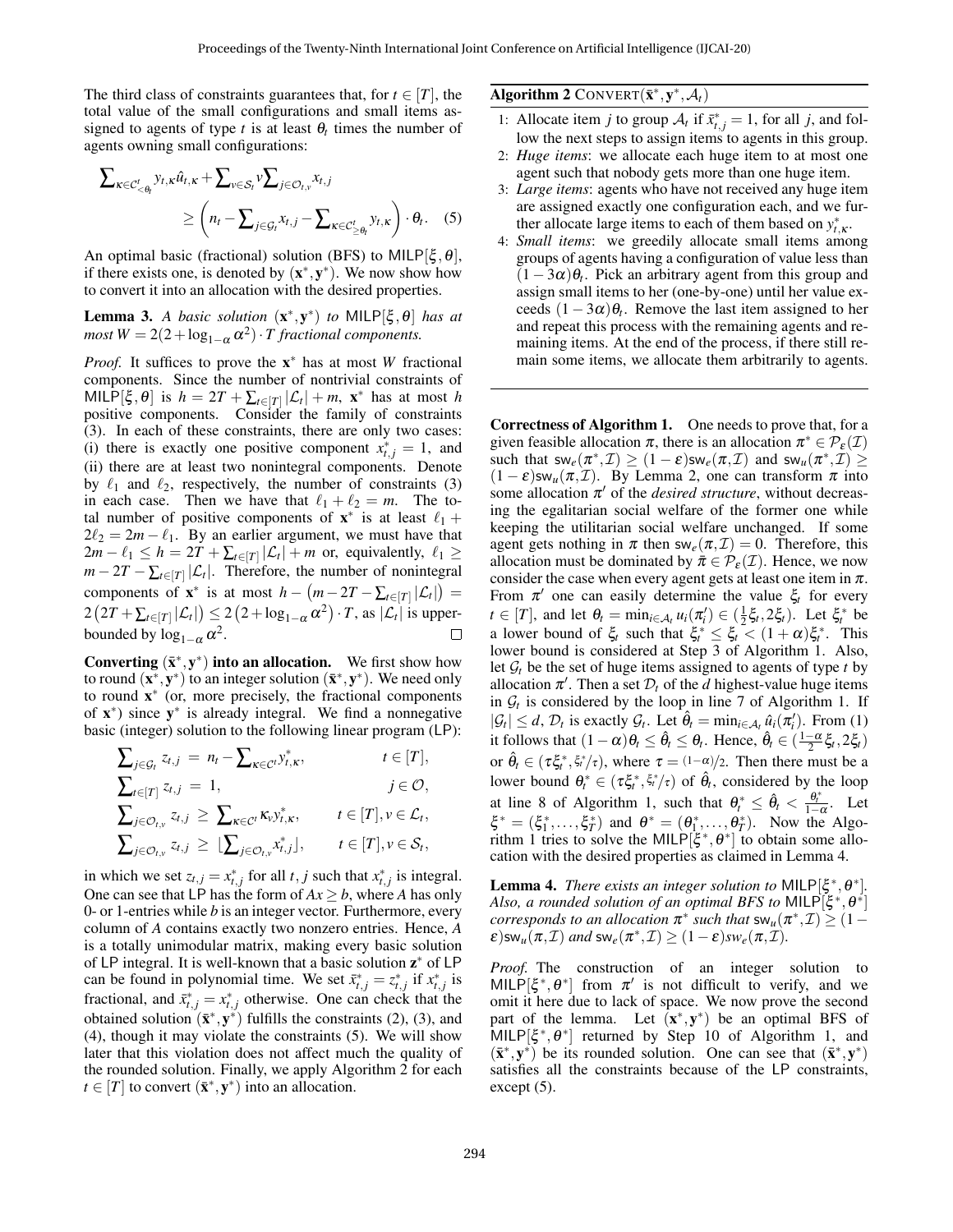The third class of constraints guarantees that, for $t \in [T]$, the total value of the small configurations and small items assigned to agents of type $t$ is at least $\theta_t$ times the number of agents owning small configurations:

$$\sum_{\kappa \in \mathcal{C}^t_{<\theta_t}} y_{t,\kappa} \hat{u}_{t,\kappa} + \sum_{v \in \mathcal{S}_t} v \sum_{j \in \mathcal{O}_{t,v}} x_{t,j} \geq \left( n_t - \sum_{j \in \mathcal{G}_t} x_{t,j} - \sum_{\kappa \in \mathcal{C}^t_{\geq \theta_t}} y_{t,\kappa} \right) \cdot \theta_t. \quad (5)$$

An optimal basic (fractional) solution (BFS) to $\mathsf{MILP}[\xi, \theta]$, if there exists one, is denoted by $(\mathbf{x}^*, \mathbf{y}^*)$. We now show how to convert it into an allocation with the desired properties.

**Lemma 3.** *A basic solution $(\mathbf{x}^*, \mathbf{y}^*)$ to $\mathsf{MILP}[\xi, \theta]$ has at most $W = 2(2 + \log_{1-\alpha} \alpha^2) \cdot T$ fractional components.*

*Proof.* It suffices to prove the $\mathbf{x}^*$ has at most $W$ fractional components. Since the number of nontrivial constraints of $\mathsf{MILP}[\xi, \theta]$ is $h = 2T + \sum_{t \in [T]} |\mathcal{L}_t| + m$, $\mathbf{x}^*$ has at most $h$ positive components. Consider the family of constraints (3). In each of these constraints, there are only two cases: (i) there is exactly one positive component $x^*_{t,j} = 1$, and (ii) there are at least two nonintegral components. Denote by $\ell_1$ and $\ell_2$, respectively, the number of constraints (3) in each case. Then we have that $\ell_1 + \ell_2 = m$. The total number of positive components of $\mathbf{x}^*$ is at least $\ell_1 + 2\ell_2 = 2m - \ell_1$. By an earlier argument, we must have that $2m - \ell_1 \leq h = 2T + \sum_{t \in [T]} |\mathcal{L}_t| + m$ or, equivalently, $\ell_1 \geq m - 2T - \sum_{t \in [T]} |\mathcal{L}_t|$. Therefore, the number of nonintegral components of $\mathbf{x}^*$ is at most $h - \left(m - 2T - \sum_{t \in [T]} |\mathcal{L}_t|\right) = 2\left(2T + \sum_{t \in [T]} |\mathcal{L}_t|\right) \leq 2\left(2 + \log_{1-\alpha} \alpha^2\right) \cdot T$, as $|\mathcal{L}_t|$ is upper-bounded by $\log_{1-\alpha} \alpha^2$. $\square$

**Converting $(\mathbf{x}^*, \mathbf{y}^*)$ into an allocation.** We first show how to round $(\mathbf{x}^*, \mathbf{y}^*)$ to an integer solution $(\bar{\mathbf{x}}^*, \mathbf{y}^*)$. We need only to round $\mathbf{x}^*$ (or, more precisely, the fractional components of $\mathbf{x}^*$) since $\mathbf{y}^*$ is already integral. We find a nonnegative basic (integer) solution to the following linear program (LP):

$$\sum_{j \in \mathcal{G}_t} z_{t,j} = n_t - \sum_{\kappa \in \mathcal{C}^t} y^*_{t,\kappa}, \qquad t \in [T],$$

$$\sum_{t \in [T]} z_{t,j} = 1, \qquad j \in \mathcal{O},$$

$$\sum_{j \in \mathcal{O}_{t,v}} z_{t,j} \geq \sum_{\kappa \in \mathcal{C}^t} \kappa_v y^*_{t,\kappa}, \qquad t \in [T], v \in \mathcal{L}_t,$$

$$\sum_{j \in \mathcal{O}_{t,v}} z_{t,j} \geq \lfloor \sum_{j \in \mathcal{O}_{t,v}} x^*_{t,j} \rfloor, \qquad t \in [T], v \in \mathcal{S}_t,$$

in which we set $z_{t,j} = x^*_{t,j}$ for all $t, j$ such that $x^*_{t,j}$ is integral. One can see that LP has the form of $Ax \geq b$, where $A$ has only 0- or 1-entries while $b$ is an integer vector. Furthermore, every column of $A$ contains exactly two nonzero entries. Hence, $A$ is a totally unimodular matrix, making every basic solution of LP integral. It is well-known that a basic solution $\mathbf{z}^*$ of LP can be found in polynomial time. We set $\bar{x}^*_{t,j} = z^*_{t,j}$ if $x^*_{t,j}$ is fractional, and $\bar{x}^*_{t,j} = x^*_{t,j}$ otherwise. One can check that the obtained solution $(\bar{\mathbf{x}}^*, \mathbf{y}^*)$ fulfills the constraints (2), (3), and (4), though it may violate the constraints (5). We will show later that this violation does not affect much the quality of the rounded solution. Finally, we apply Algorithm 2 for each $t \in [T]$ to convert $(\bar{\mathbf{x}}^*, \mathbf{y}^*)$ into an allocation.

**Algorithm 2** CONVERT($\bar{\mathbf{x}}^*, \mathbf{y}^*, \mathcal{A}_t$)

1. Allocate item $j$ to group $\mathcal{A}_t$ if $\bar{x}^*_{t,j} = 1$, for all $j$, and follow the next steps to assign items to agents in this group.
2. *Huge items*: we allocate each huge item to at most one agent such that nobody gets more than one huge item.
3. *Large items*: agents who have not received any huge item are assigned exactly one configuration each, and we further allocate large items to each of them based on $y^*_{t,\kappa}$.
4. *Small items*: we greedily allocate small items among groups of agents having a configuration of value less than $(1 - 3\alpha)\theta_t$. Pick an arbitrary agent from this group and assign small items to her (one-by-one) until her value exceeds $(1 - 3\alpha)\theta_t$. Remove the last item assigned to her and repeat this process with the remaining agents and remaining items. At the end of the process, if there still remain some items, we allocate them arbitrarily to agents.

**Correctness of Algorithm 1.** One needs to prove that, for a given feasible allocation $\pi$, there is an allocation $\pi^* \in \mathcal{P}_\varepsilon(\mathcal{I})$ such that $\mathsf{sw}_e(\pi^*, \mathcal{I}) \geq (1 - \varepsilon)\mathsf{sw}_e(\pi, \mathcal{I})$ and $\mathsf{sw}_u(\pi^*, \mathcal{I}) \geq (1 - \varepsilon)\mathsf{sw}_u(\pi, \mathcal{I})$. By Lemma 2, one can transform $\pi$ into some allocation $\pi'$ of the *desired structure*, without decreasing the egalitarian social welfare of the former one while keeping the utilitarian social welfare unchanged. If some agent gets nothing in $\pi$ then $\mathsf{sw}_e(\pi, \mathcal{I}) = 0$. Therefore, this allocation must be dominated by $\bar{\pi} \in \mathcal{P}_\varepsilon(\mathcal{I})$. Hence, we now consider the case when every agent gets at least one item in $\pi$. From $\pi'$ one can easily determine the value $\xi_t$ for every $t \in [T]$, and let $\theta_t = \min_{i \in \mathcal{A}_t} u_i(\pi'_i) \in (\frac{1}{2}\xi_t, 2\xi_t)$. Let $\xi^*_t$ be a lower bound of $\xi_t$ such that $\xi^*_t \leq \xi_t < (1 + \alpha)\xi^*_t$. This lower bound is considered at Step 3 of Algorithm 1. Also, let $\mathcal{G}_t$ be the set of huge items assigned to agents of type $t$ by allocation $\pi'$. Then a set $\mathcal{D}_t$ of the $d$ highest-value huge items in $\mathcal{G}_t$ is considered by the loop in line 7 of Algorithm 1. If $|\mathcal{G}_t| \leq d$, $\mathcal{D}_t$ is exactly $\mathcal{G}_t$. Let $\hat{\theta}_t = \min_{i \in \mathcal{A}_t} \hat{u}_i(\pi'_i)$. From (1) it follows that $(1 - \alpha)\theta_t \leq \hat{\theta}_t \leq \theta_t$. Hence, $\hat{\theta}_t \in (\frac{1-\alpha}{2}\xi_t, 2\xi_t)$ or $\hat{\theta}_t \in (\tau\xi^*_t, \xi^*_t/\tau)$, where $\tau = (1-\alpha)/2$. Then there must be a lower bound $\theta^*_t \in (\tau\xi^*_t, \xi^*_t/\tau)$ of $\hat{\theta}_t$, considered by the loop at line 8 of Algorithm 1, such that $\theta^*_t \leq \hat{\theta}_t < \frac{\theta^*_t}{1-\alpha}$. Let $\xi^* = (\xi^*_1, \ldots, \xi^*_T)$ and $\theta^* = (\theta^*_1, \ldots, \theta^*_T)$. Now the Algorithm 1 tries to solve the $\mathsf{MILP}[\xi^*, \theta^*]$ to obtain some allocation with the desired properties as claimed in Lemma 4.

**Lemma 4.** *There exists an integer solution to $\mathsf{MILP}[\xi^*, \theta^*]$. Also, a rounded solution of an optimal BFS to $\mathsf{MILP}[\xi^*, \theta^*]$ corresponds to an allocation $\pi^*$ such that $\mathsf{sw}_u(\pi^*, \mathcal{I}) \geq (1 - \varepsilon)\mathsf{sw}_u(\pi, \mathcal{I})$ and $\mathsf{sw}_e(\pi^*, \mathcal{I}) \geq (1 - \varepsilon)sw_e(\pi, \mathcal{I})$.*

*Proof.* The construction of an integer solution to $\mathsf{MILP}[\xi^*, \theta^*]$ from $\pi'$ is not difficult to verify, and we omit it here due to lack of space. We now prove the second part of the lemma. Let $(\mathbf{x}^*, \mathbf{y}^*)$ be an optimal BFS of $\mathsf{MILP}[\xi^*, \theta^*]$ returned by Step 10 of Algorithm 1, and $(\bar{\mathbf{x}}^*, \mathbf{y}^*)$ be its rounded solution. One can see that $(\bar{\mathbf{x}}^*, \mathbf{y}^*)$ satisfies all the constraints because of the LP constraints, except (5).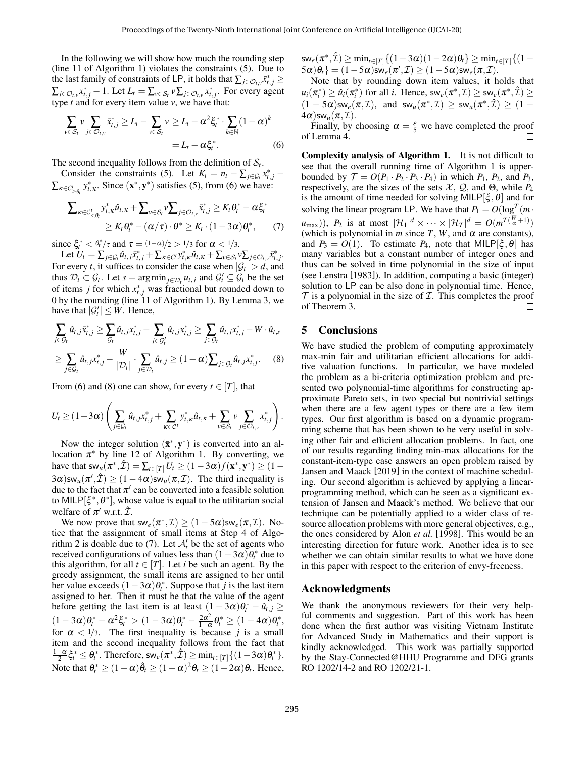In the following we will show how much the rounding step (line 11 of Algorithm 1) violates the constraints (5). Due to the last family of constraints of LP, it holds that $\sum_{j\in\mathcal{O}_{t,v}} \bar{x}^*_{t,j} \geq \sum_{j\in\mathcal{O}_{t,v}} x^*_{t,j} - 1$. Let $L_t = \sum_{v\in\mathcal{S}_t} v \sum_{j\in\mathcal{O}_{t,v}} x^*_{t,j}$. For every agent type $t$ and for every item value $v$, we have that:

$$\sum_{v\in\mathcal{S}_t} v \sum_{j\in\mathcal{O}_{t,v}} \bar{x}^*_{t,j} \geq L_t - \sum_{v\in\mathcal{S}_t} v \geq L_t - \alpha^2 \xi^*_t \cdot \sum_{k\in\mathbb{N}} (1-\alpha)^k$$
$$= L_t - \alpha\xi^*_t. \quad (6)$$

The second inequality follows from the definition of $\mathcal{S}_t$.

Consider the constraints (5). Let $K_t = n_t - \sum_{j\in\mathcal{G}_t} x^*_{t,j} - \sum_{\kappa\in\mathcal{C}^t_{\geq\theta_t}} y^*_{t,\kappa}$. Since $(\mathbf{x}^*, \mathbf{y}^*)$ satisfies (5), from (6) we have:

$$\sum_{\kappa\in\mathcal{C}^t_{<\theta_t}} y^*_{t,\kappa} \hat{u}_{t,\kappa} + \sum_{v\in\mathcal{S}_t} v \sum_{j\in\mathcal{O}_{t,v}} \bar{x}^*_{t,j} \geq K_t \theta^*_t - \alpha\xi^*$$
$$\geq K_t\theta^*_t - (\alpha/\tau)\cdot\theta^* \geq K_t \cdot (1-3\alpha)\theta^*_t, \quad (7)$$

since $\xi^*_t < \theta^*_t/\tau$ and $\tau = (1-\alpha)/2 > 1/3$ for $\alpha < 1/3$.

Let $U_t = \sum_{j\in\mathcal{G}_t} \hat{u}_{t,j}\bar{x}^*_{t,j} + \sum_{\kappa\in\mathcal{C}^t} y^*_{t,\kappa}\hat{u}_{t,\kappa} + \sum_{v\in\mathcal{S}_t} v \sum_{j\in\mathcal{O}_{t,v}} \bar{x}^*_{t,j}$. For every $t$, it suffices to consider the case when $|\mathcal{G}_t| > d$, and thus $\mathcal{D}_t \subset \mathcal{G}_t$. Let $s = \arg\min_{j\in\mathcal{D}_t} u_{t,j}$ and $\mathcal{G}'_t \subseteq \mathcal{G}_t$ be the set of items $j$ for which $x^*_{t,j}$ was fractional but rounded down to 0 by the rounding (line 11 of Algorithm 1). By Lemma 3, we have that $|\mathcal{G}'_t| \leq W$. Hence,

$$\sum_{j\in\mathcal{G}_t} \hat{u}_{t,j}\bar{x}^*_{t,j} \geq \sum_{\mathcal{G}_t} \hat{u}_{t,j}x^*_{t,j} - \sum_{j\in\mathcal{G}'_t} \hat{u}_{t,j}x^*_{t,j} \geq \sum_{j\in\mathcal{G}_t} \hat{u}_{t,j}x^*_{t,j} - W\cdot\hat{u}_{t,s}$$
$$\geq \sum_{j\in\mathcal{G}_t} \hat{u}_{t,j}x^*_{t,j} - \frac{W}{|\mathcal{D}_t|}\cdot\sum_{j\in\mathcal{D}_t} \hat{u}_{t,j} \geq (1-\alpha)\sum_{j\in\mathcal{G}_t} \hat{u}_{t,j}x^*_{t,j}. \quad (8)$$

From (6) and (8) one can show, for every $t \in [T]$, that

$$U_t \geq (1-3\alpha)\left(\sum_{j\in\mathcal{G}_t} \hat{u}_{t,j}x^*_{t,j} + \sum_{\kappa\in\mathcal{C}^t} y^*_{t,\kappa}\hat{u}_{t,\kappa} + \sum_{v\in\mathcal{S}_t} v \sum_{j\in\mathcal{O}_{t,v}} x^*_{t,j}\right).$$

Now the integer solution $(\bar{\mathbf{x}}^*, \mathbf{y}^*)$ is converted into an allocation $\pi^*$ by line 12 of Algorithm 1. By converting, we have that $\mathsf{sw}_u(\pi^*, \hat{\mathcal{I}}) = \sum_{t\in[T]} U_t \geq (1-3\alpha)f(\mathbf{x}^*, \mathbf{y}^*) \geq (1-3\alpha)\mathsf{sw}_u(\pi', \hat{\mathcal{I}}) \geq (1-4\alpha)\mathsf{sw}_u(\pi, \mathcal{I})$. The third inequality is due to the fact that $\pi'$ can be converted into a feasible solution to $\mathsf{MILP}[\xi^*, \theta^*]$, whose value is equal to the utilitarian social welfare of $\pi'$ w.r.t. $\hat{\mathcal{I}}$.

We now prove that $\mathsf{sw}_e(\pi^*, \mathcal{I}) \geq (1-5\alpha)\mathsf{sw}_e(\pi, \mathcal{I})$. Notice that the assignment of small items at Step 4 of Algorithm 2 is doable due to (7). Let $\mathcal{A}'_t$ be the set of agents who received configurations of values less than $(1-3\alpha)\theta^*_t$ due to this algorithm, for all $t \in [T]$. Let $i$ be such an agent. By the greedy assignment, the small items are assigned to her until her value exceeds $(1-3\alpha)\theta^*_t$. Suppose that $j$ is the last item assigned to her. Then it must be that the value of the agent before getting the last item is at least $(1-3\alpha)\theta^*_t - \hat{u}_{t,j} \geq (1-3\alpha)\theta^*_t - \alpha^2\xi^*_t > (1-3\alpha)\theta^*_t - \frac{2\alpha^2}{1-\alpha}\theta^*_t \geq (1-4\alpha)\theta^*_t$, for $\alpha < 1/3$. The first inequality is because $j$ is a small item and the second inequality follows from the fact that $\frac{1-\alpha}{2}\xi^*_t \leq \theta^*_t$. Therefore, $\mathsf{sw}_e(\pi^*, \hat{\mathcal{I}}) \geq \min_{t\in[T]}\{(1-3\alpha)\theta^*_t\}$. Note that $\theta^*_t \geq (1-\alpha)\hat{\theta}_t \geq (1-\alpha)^2\theta_t \geq (1-2\alpha)\theta_t$. Hence, $\mathsf{sw}_e(\pi^*, \hat{\mathcal{I}}) \geq \min_{t\in[T]}\{(1-3\alpha)(1-2\alpha)\theta_t\} \geq \min_{t\in[T]}\{(1-5\alpha)\theta_t\} = (1-5\alpha)\mathsf{sw}_e(\pi', \mathcal{I}) \geq (1-5\alpha)\mathsf{sw}_e(\pi, \mathcal{I})$.

Note that by rounding down item values, it holds that $u_i(\pi^*_i) \geq \hat{u}_i(\pi^*_i)$ for all $i$. Hence, $\mathsf{sw}_e(\pi^*, \mathcal{I}) \geq \mathsf{sw}_e(\pi^*, \hat{\mathcal{I}}) \geq (1-5\alpha)\mathsf{sw}_e(\pi, \mathcal{I})$, and $\mathsf{sw}_u(\pi^*, \mathcal{I}) \geq \mathsf{sw}_u(\pi^*, \hat{\mathcal{I}}) \geq (1-4\alpha)\mathsf{sw}_u(\pi, \mathcal{I})$.

Finally, by choosing $\alpha = \frac{\varepsilon}{5}$ we have completed the proof of Lemma 4. □

**Complexity analysis of Algorithm 1.** It is not difficult to see that the overall running time of Algorithm 1 is upper-bounded by $\mathcal{T} = O(P_1 \cdot P_2 \cdot P_3 \cdot P_4)$ in which $P_1$, $P_2$, and $P_3$, respectively, are the sizes of the sets $\mathcal{X}$, $\mathcal{Q}$, and $\Theta$, while $P_4$ is the amount of time needed for solving $\mathsf{MILP}[\xi, \theta]$ and for solving the linear program LP. We have that $P_1 = O(\log^T(m \cdot u_{\max}))$, $P_2$ is at most $|\mathcal{H}_1|^d \times \cdots \times |\mathcal{H}_T|^d = O(m^{T(\frac{W}{\alpha}+1)})$ (which is polynomial in $m$ since $T$, $W$, and $\alpha$ are constants), and $P_3 = O(1)$. To estimate $P_4$, note that $\mathsf{MILP}[\xi, \theta]$ has many variables but a constant number of integer ones and thus can be solved in time polynomial in the size of input (see Lenstra [1983]). In addition, computing a basic (integer) solution to LP can be also done in polynomial time. Hence, $\mathcal{T}$ is a polynomial in the size of $\mathcal{I}$. This completes the proof of Theorem 3. □

## 5 Conclusions

We have studied the problem of computing approximately max-min fair and utilitarian efficient allocations for additive valuation functions. In particular, we have modeled the problem as a bi-criteria optimization problem and presented two polynomial-time algorithms for constructing approximate Pareto sets, in two special but nontrivial settings when there are a few agent types or there are a few item types. Our first algorithm is based on a dynamic programming scheme that has been shown to be very useful in solving other fair and efficient allocation problems. In fact, one of our results regarding finding min-max allocations for the constant-item-type case answers an open problem raised by Jansen and Maack [2019] in the context of machine scheduling. Our second algorithm is achieved by applying a linear-programming method, which can be seen as a significant extension of Jansen and Maack's method. We believe that our technique can be potentially applied to a wider class of resource allocation problems with more general objectives, e.g., the ones considered by Alon *et al.* [1998]. This would be an interesting direction for future work. Another idea is to see whether we can obtain similar results to what we have done in this paper with respect to the criterion of envy-freeness.

## Acknowledgments

We thank the anonymous reviewers for their very helpful comments and suggestion. Part of this work has been done when the first author was visiting Vietnam Institute for Advanced Study in Mathematics and their support is kindly acknowledged. This work was partially supported by the Stay-Connected@HHU Programme and DFG grants RO 1202/14-2 and RO 1202/21-1.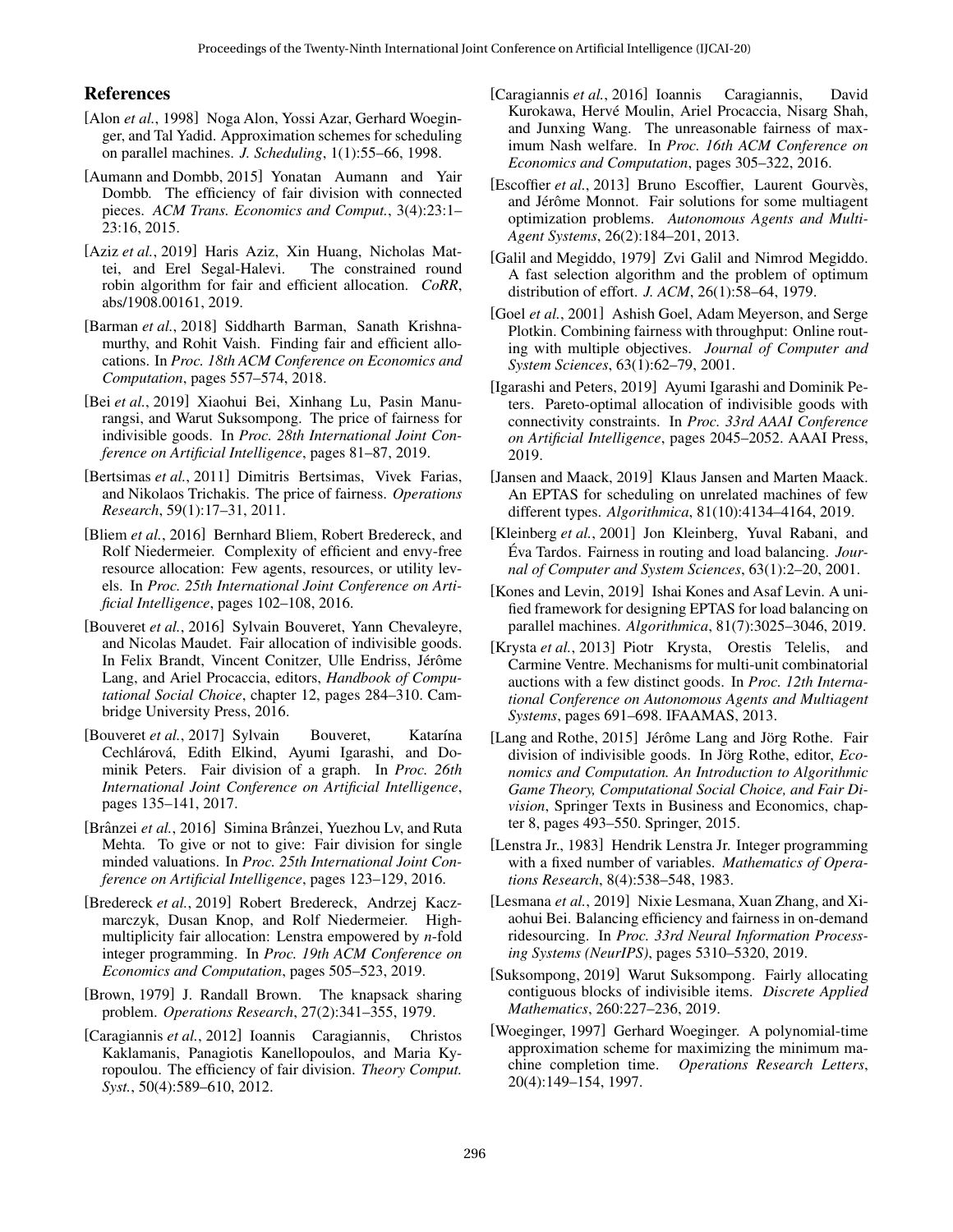## References

[Alon *et al.*, 1998] Noga Alon, Yossi Azar, Gerhard Woeginger, and Tal Yadid. Approximation schemes for scheduling on parallel machines. *J. Scheduling*, 1(1):55–66, 1998.

[Aumann and Dombb, 2015] Yonatan Aumann and Yair Dombb. The efficiency of fair division with connected pieces. *ACM Trans. Economics and Comput.*, 3(4):23:1–23:16, 2015.

[Aziz *et al.*, 2019] Haris Aziz, Xin Huang, Nicholas Mattei, and Erel Segal-Halevi. The constrained round robin algorithm for fair and efficient allocation. *CoRR*, abs/1908.00161, 2019.

[Barman *et al.*, 2018] Siddharth Barman, Sanath Krishnamurthy, and Rohit Vaish. Finding fair and efficient allocations. In *Proc. 18th ACM Conference on Economics and Computation*, pages 557–574, 2018.

[Bei *et al.*, 2019] Xiaohui Bei, Xinhang Lu, Pasin Manurangsi, and Warut Suksompong. The price of fairness for indivisible goods. In *Proc. 28th International Joint Conference on Artificial Intelligence*, pages 81–87, 2019.

[Bertsimas *et al.*, 2011] Dimitris Bertsimas, Vivek Farias, and Nikolaos Trichakis. The price of fairness. *Operations Research*, 59(1):17–31, 2011.

[Bliem *et al.*, 2016] Bernhard Bliem, Robert Bredereck, and Rolf Niedermeier. Complexity of efficient and envy-free resource allocation: Few agents, resources, or utility levels. In *Proc. 25th International Joint Conference on Artificial Intelligence*, pages 102–108, 2016.

[Bouveret *et al.*, 2016] Sylvain Bouveret, Yann Chevaleyre, and Nicolas Maudet. Fair allocation of indivisible goods. In Felix Brandt, Vincent Conitzer, Ulle Endriss, Jérôme Lang, and Ariel Procaccia, editors, *Handbook of Computational Social Choice*, chapter 12, pages 284–310. Cambridge University Press, 2016.

[Bouveret *et al.*, 2017] Sylvain Bouveret, Katarína Cechlárová, Edith Elkind, Ayumi Igarashi, and Dominik Peters. Fair division of a graph. In *Proc. 26th International Joint Conference on Artificial Intelligence*, pages 135–141, 2017.

[Brânzei *et al.*, 2016] Simina Brânzei, Yuezhou Lv, and Ruta Mehta. To give or not to give: Fair division for single minded valuations. In *Proc. 25th International Joint Conference on Artificial Intelligence*, pages 123–129, 2016.

[Bredereck *et al.*, 2019] Robert Bredereck, Andrzej Kaczmarczyk, Dusan Knop, and Rolf Niedermeier. High-multiplicity fair allocation: Lenstra empowered by *n*-fold integer programming. In *Proc. 19th ACM Conference on Economics and Computation*, pages 505–523, 2019.

[Brown, 1979] J. Randall Brown. The knapsack sharing problem. *Operations Research*, 27(2):341–355, 1979.

[Caragiannis *et al.*, 2012] Ioannis Caragiannis, Christos Kaklamanis, Panagiotis Kanellopoulos, and Maria Kyropoulou. The efficiency of fair division. *Theory Comput. Syst.*, 50(4):589–610, 2012.

[Caragiannis *et al.*, 2016] Ioannis Caragiannis, David Kurokawa, Hervé Moulin, Ariel Procaccia, Nisarg Shah, and Junxing Wang. The unreasonable fairness of maximum Nash welfare. In *Proc. 16th ACM Conference on Economics and Computation*, pages 305–322, 2016.

[Escoffier *et al.*, 2013] Bruno Escoffier, Laurent Gourvès, and Jérôme Monnot. Fair solutions for some multiagent optimization problems. *Autonomous Agents and Multi-Agent Systems*, 26(2):184–201, 2013.

[Galil and Megiddo, 1979] Zvi Galil and Nimrod Megiddo. A fast selection algorithm and the problem of optimum distribution of effort. *J. ACM*, 26(1):58–64, 1979.

[Goel *et al.*, 2001] Ashish Goel, Adam Meyerson, and Serge Plotkin. Combining fairness with throughput: Online routing with multiple objectives. *Journal of Computer and System Sciences*, 63(1):62–79, 2001.

[Igarashi and Peters, 2019] Ayumi Igarashi and Dominik Peters. Pareto-optimal allocation of indivisible goods with connectivity constraints. In *Proc. 33rd AAAI Conference on Artificial Intelligence*, pages 2045–2052. AAAI Press, 2019.

[Jansen and Maack, 2019] Klaus Jansen and Marten Maack. An EPTAS for scheduling on unrelated machines of few different types. *Algorithmica*, 81(10):4134–4164, 2019.

[Kleinberg *et al.*, 2001] Jon Kleinberg, Yuval Rabani, and Éva Tardos. Fairness in routing and load balancing. *Journal of Computer and System Sciences*, 63(1):2–20, 2001.

[Kones and Levin, 2019] Ishai Kones and Asaf Levin. A unified framework for designing EPTAS for load balancing on parallel machines. *Algorithmica*, 81(7):3025–3046, 2019.

[Krysta *et al.*, 2013] Piotr Krysta, Orestis Telelis, and Carmine Ventre. Mechanisms for multi-unit combinatorial auctions with a few distinct goods. In *Proc. 12th International Conference on Autonomous Agents and Multiagent Systems*, pages 691–698. IFAAMAS, 2013.

[Lang and Rothe, 2015] Jérôme Lang and Jörg Rothe. Fair division of indivisible goods. In Jörg Rothe, editor, *Economics and Computation. An Introduction to Algorithmic Game Theory, Computational Social Choice, and Fair Division*, Springer Texts in Business and Economics, chapter 8, pages 493–550. Springer, 2015.

[Lenstra Jr., 1983] Hendrik Lenstra Jr. Integer programming with a fixed number of variables. *Mathematics of Operations Research*, 8(4):538–548, 1983.

[Lesmana *et al.*, 2019] Nixie Lesmana, Xuan Zhang, and Xiaohui Bei. Balancing efficiency and fairness in on-demand ridesourcing. In *Proc. 33rd Neural Information Processing Systems (NeurIPS)*, pages 5310–5320, 2019.

[Suksompong, 2019] Warut Suksompong. Fairly allocating contiguous blocks of indivisible items. *Discrete Applied Mathematics*, 260:227–236, 2019.

[Woeginger, 1997] Gerhard Woeginger. A polynomial-time approximation scheme for maximizing the minimum machine completion time. *Operations Research Letters*, 20(4):149–154, 1997.